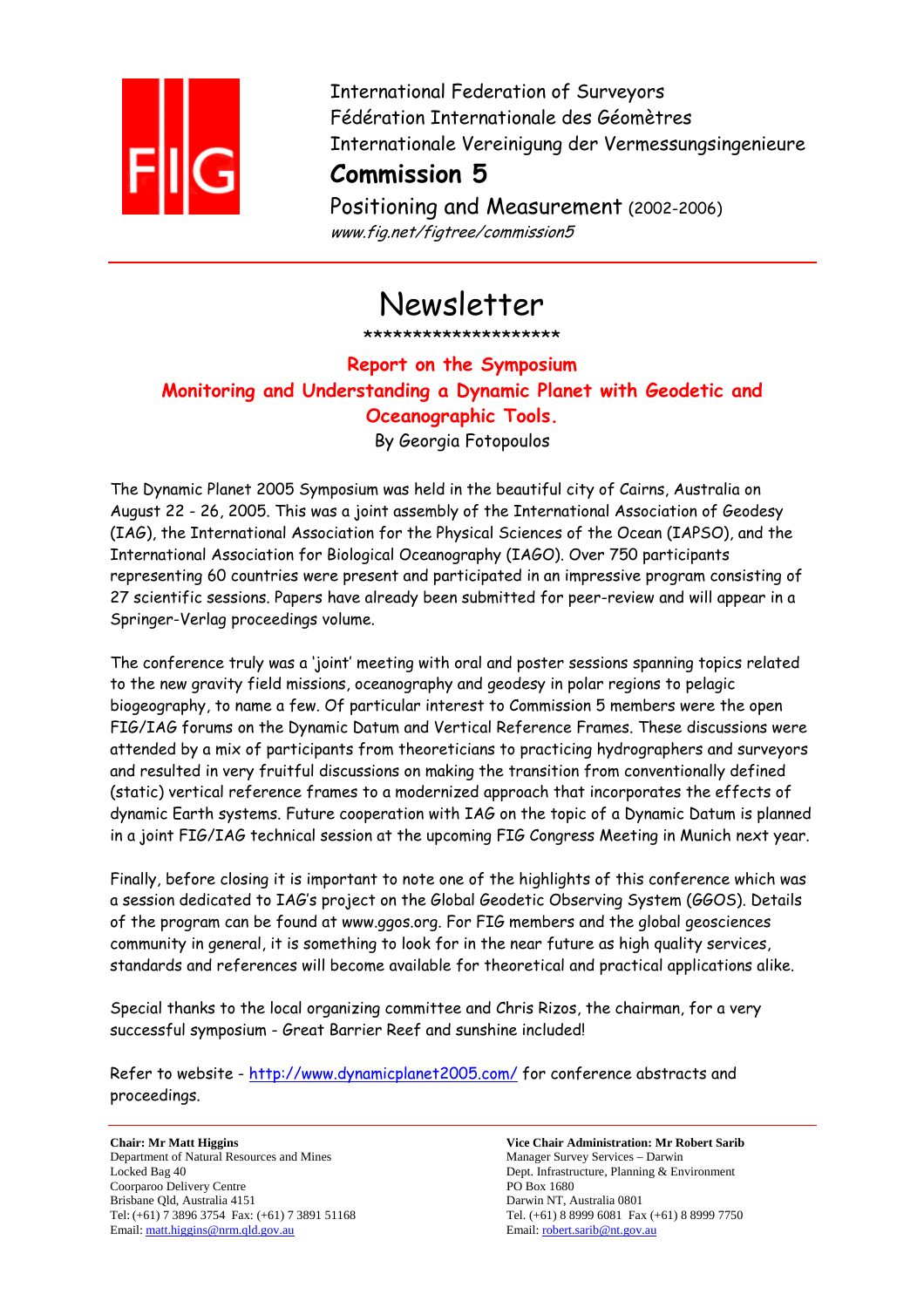International Federation of Surveyors
Fédération Internationale des Géomètres
Internationale Vereinigung der Vermessungsingenieure

**Commission 5**

Positioning and Measurement (2002-2006)

*www.fig.net/figtree/commission5*

# Newsletter

*******************

## Report on the Symposium Monitoring and Understanding a Dynamic Planet with Geodetic and Oceanographic Tools.

By Georgia Fotopoulos

The Dynamic Planet 2005 Symposium was held in the beautiful city of Cairns, Australia on August 22 - 26, 2005. This was a joint assembly of the International Association of Geodesy (IAG), the International Association for the Physical Sciences of the Ocean (IAPSO), and the International Association for Biological Oceanography (IAGO). Over 750 participants representing 60 countries were present and participated in an impressive program consisting of 27 scientific sessions. Papers have already been submitted for peer-review and will appear in a Springer-Verlag proceedings volume.

The conference truly was a 'joint' meeting with oral and poster sessions spanning topics related to the new gravity field missions, oceanography and geodesy in polar regions to pelagic biogeography, to name a few. Of particular interest to Commission 5 members were the open FIG/IAG forums on the Dynamic Datum and Vertical Reference Frames. These discussions were attended by a mix of participants from theoreticians to practicing hydrographers and surveyors and resulted in very fruitful discussions on making the transition from conventionally defined (static) vertical reference frames to a modernized approach that incorporates the effects of dynamic Earth systems. Future cooperation with IAG on the topic of a Dynamic Datum is planned in a joint FIG/IAG technical session at the upcoming FIG Congress Meeting in Munich next year.

Finally, before closing it is important to note one of the highlights of this conference which was a session dedicated to IAG's project on the Global Geodetic Observing System (GGOS). Details of the program can be found at www.ggos.org. For FIG members and the global geosciences community in general, it is something to look for in the near future as high quality services, standards and references will become available for theoretical and practical applications alike.

Special thanks to the local organizing committee and Chris Rizos, the chairman, for a very successful symposium - Great Barrier Reef and sunshine included!

Refer to website - http://www.dynamicplanet2005.com/ for conference abstracts and proceedings.

**Chair: Mr Matt Higgins**
Department of Natural Resources and Mines
Locked Bag 40
Coorparoo Delivery Centre
Brisbane Qld, Australia 4151
Tel: (+61) 7 3896 3754 Fax: (+61) 7 3891 51168
Email: matt.higgins@nrm.qld.gov.au

**Vice Chair Administration: Mr Robert Sarib**
Manager Survey Services – Darwin
Dept. Infrastructure, Planning & Environment
PO Box 1680
Darwin NT, Australia 0801
Tel. (+61) 8 8999 6081 Fax (+61) 8 8999 7750
Email: robert.sarib@nt.gov.au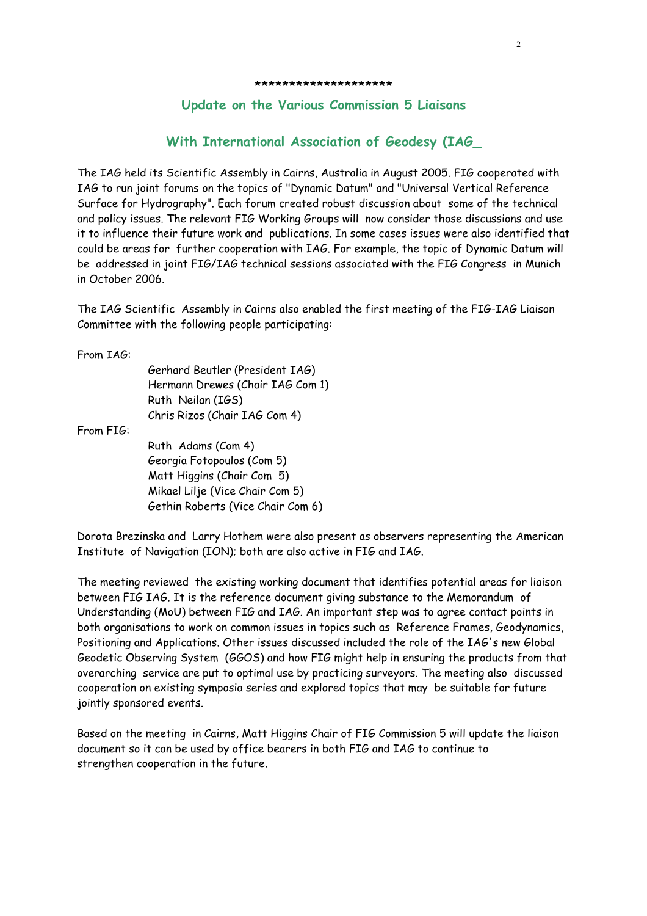********************

## Update on the Various Commission 5 Liaisons

### With International Association of Geodesy (IAG_

The IAG held its Scientific Assembly in Cairns, Australia in August 2005. FIG cooperated with IAG to run joint forums on the topics of "Dynamic Datum" and "Universal Vertical Reference Surface for Hydrography". Each forum created robust discussion about some of the technical and policy issues. The relevant FIG Working Groups will now consider those discussions and use it to influence their future work and publications. In some cases issues were also identified that could be areas for further cooperation with IAG. For example, the topic of Dynamic Datum will be addressed in joint FIG/IAG technical sessions associated with the FIG Congress in Munich in October 2006.

The IAG Scientific Assembly in Cairns also enabled the first meeting of the FIG-IAG Liaison Committee with the following people participating:

From IAG:

- Gerhard Beutler (President IAG)
- Hermann Drewes (Chair IAG Com 1)
- Ruth Neilan (IGS)
- Chris Rizos (Chair IAG Com 4)

From FIG:

- Ruth Adams (Com 4)
- Georgia Fotopoulos (Com 5)
- Matt Higgins (Chair Com 5)
- Mikael Lilje (Vice Chair Com 5)
- Gethin Roberts (Vice Chair Com 6)

Dorota Brezinska and Larry Hothem were also present as observers representing the American Institute of Navigation (ION); both are also active in FIG and IAG.

The meeting reviewed the existing working document that identifies potential areas for liaison between FIG IAG. It is the reference document giving substance to the Memorandum of Understanding (MoU) between FIG and IAG. An important step was to agree contact points in both organisations to work on common issues in topics such as Reference Frames, Geodynamics, Positioning and Applications. Other issues discussed included the role of the IAG's new Global Geodetic Observing System (GGOS) and how FIG might help in ensuring the products from that overarching service are put to optimal use by practicing surveyors. The meeting also discussed cooperation on existing symposia series and explored topics that may be suitable for future jointly sponsored events.

Based on the meeting in Cairns, Matt Higgins Chair of FIG Commission 5 will update the liaison document so it can be used by office bearers in both FIG and IAG to continue to strengthen cooperation in the future.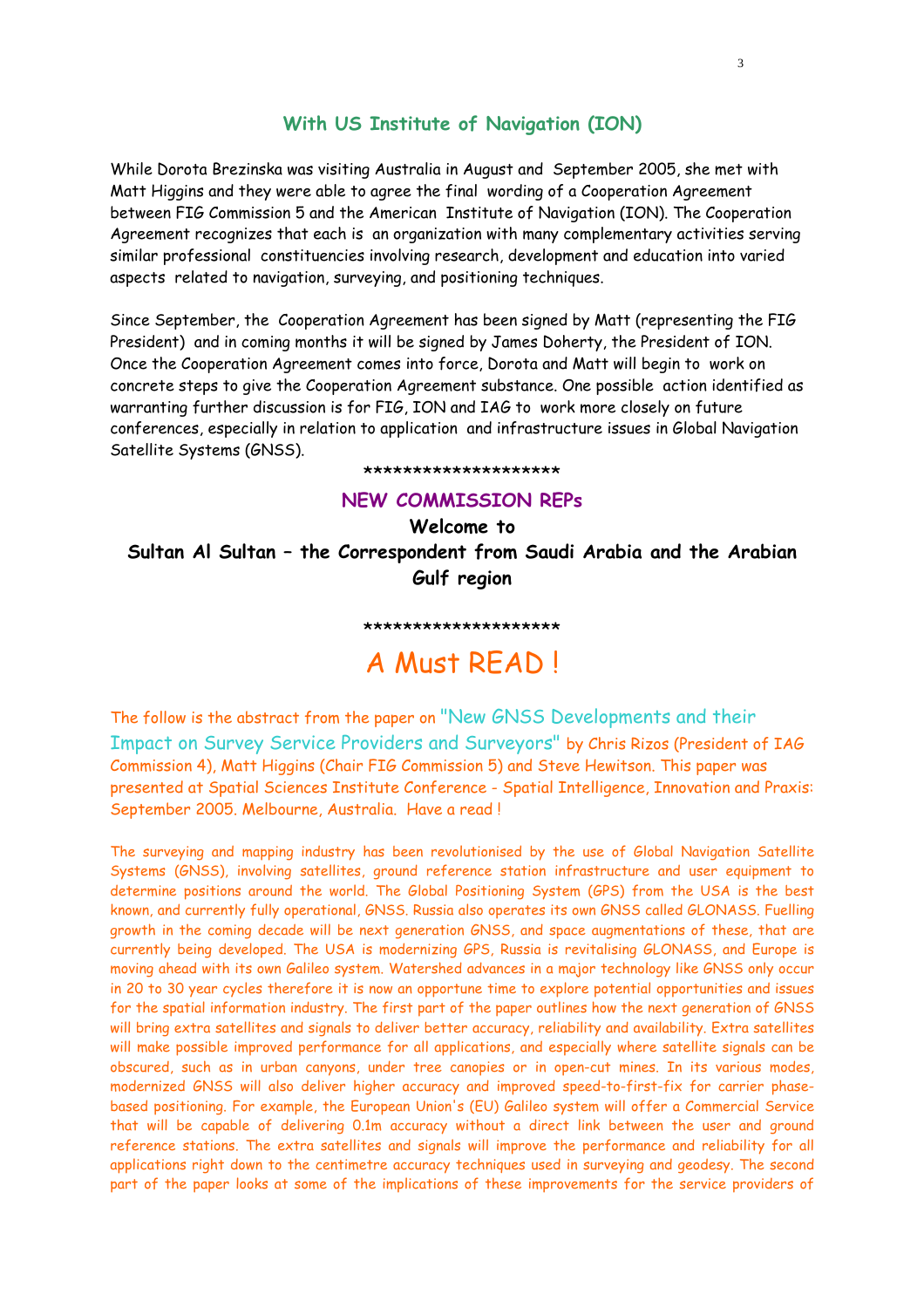## With US Institute of Navigation (ION)

While Dorota Brezinska was visiting Australia in August and September 2005, she met with Matt Higgins and they were able to agree the final wording of a Cooperation Agreement between FIG Commission 5 and the American Institute of Navigation (ION). The Cooperation Agreement recognizes that each is an organization with many complementary activities serving similar professional constituencies involving research, development and education into varied aspects related to navigation, surveying, and positioning techniques.

Since September, the Cooperation Agreement has been signed by Matt (representing the FIG President) and in coming months it will be signed by James Doherty, the President of ION. Once the Cooperation Agreement comes into force, Dorota and Matt will begin to work on concrete steps to give the Cooperation Agreement substance. One possible action identified as warranting further discussion is for FIG, ION and IAG to work more closely on future conferences, especially in relation to application and infrastructure issues in Global Navigation Satellite Systems (GNSS).

********************

## NEW COMMISSION REPs

**Welcome to**

**Sultan Al Sultan – the Correspondent from Saudi Arabia and the Arabian Gulf region**

********************

# A Must READ !

The follow is the abstract from the paper on "New GNSS Developments and their Impact on Survey Service Providers and Surveyors" by Chris Rizos (President of IAG Commission 4), Matt Higgins (Chair FIG Commission 5) and Steve Hewitson. This paper was presented at Spatial Sciences Institute Conference - Spatial Intelligence, Innovation and Praxis: September 2005. Melbourne, Australia. Have a read !

The surveying and mapping industry has been revolutionised by the use of Global Navigation Satellite Systems (GNSS), involving satellites, ground reference station infrastructure and user equipment to determine positions around the world. The Global Positioning System (GPS) from the USA is the best known, and currently fully operational, GNSS. Russia also operates its own GNSS called GLONASS. Fuelling growth in the coming decade will be next generation GNSS, and space augmentations of these, that are currently being developed. The USA is modernizing GPS, Russia is revitalising GLONASS, and Europe is moving ahead with its own Galileo system. Watershed advances in a major technology like GNSS only occur in 20 to 30 year cycles therefore it is now an opportune time to explore potential opportunities and issues for the spatial information industry. The first part of the paper outlines how the next generation of GNSS will bring extra satellites and signals to deliver better accuracy, reliability and availability. Extra satellites will make possible improved performance for all applications, and especially where satellite signals can be obscured, such as in urban canyons, under tree canopies or in open-cut mines. In its various modes, modernized GNSS will also deliver higher accuracy and improved speed-to-first-fix for carrier phase-based positioning. For example, the European Union's (EU) Galileo system will offer a Commercial Service that will be capable of delivering 0.1m accuracy without a direct link between the user and ground reference stations. The extra satellites and signals will improve the performance and reliability for all applications right down to the centimetre accuracy techniques used in surveying and geodesy. The second part of the paper looks at some of the implications of these improvements for the service providers of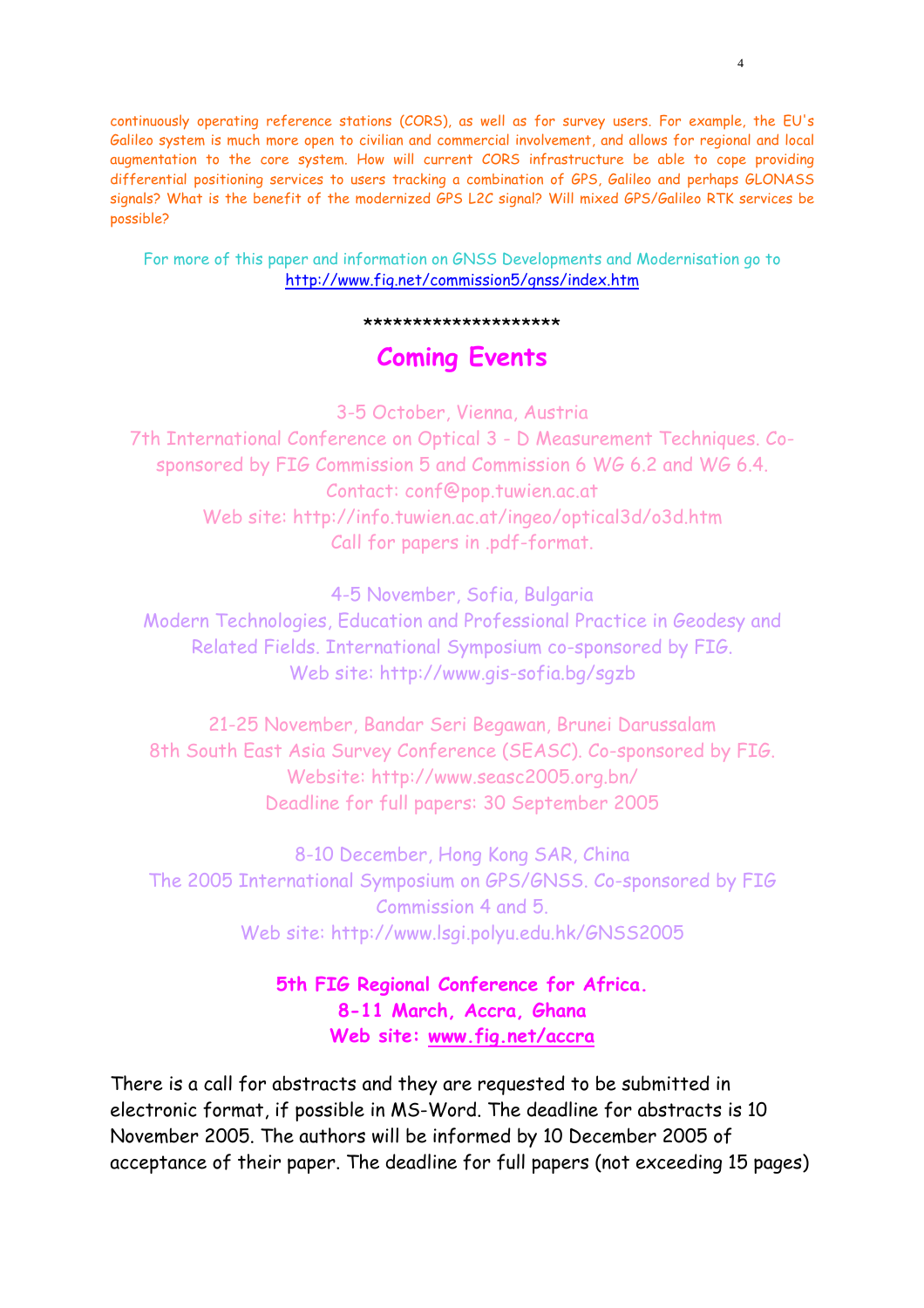continuously operating reference stations (CORS), as well as for survey users. For example, the EU's Galileo system is much more open to civilian and commercial involvement, and allows for regional and local augmentation to the core system. How will current CORS infrastructure be able to cope providing differential positioning services to users tracking a combination of GPS, Galileo and perhaps GLONASS signals? What is the benefit of the modernized GPS L2C signal? Will mixed GPS/Galileo RTK services be possible?

For more of this paper and information on GNSS Developments and Modernisation go to [http://www.fig.net/commission5/gnss/index.htm](http://www.fig.net/commission5/gnss/index.htm)

********************

## Coming Events

3-5 October, Vienna, Austria
7th International Conference on Optical 3 - D Measurement Techniques. Co-sponsored by FIG Commission 5 and Commission 6 WG 6.2 and WG 6.4.
Contact: conf@pop.tuwien.ac.at
Web site: http://info.tuwien.ac.at/ingeo/optical3d/o3d.htm
Call for papers in .pdf-format.

4-5 November, Sofia, Bulgaria
Modern Technologies, Education and Professional Practice in Geodesy and Related Fields. International Symposium co-sponsored by FIG.
Web site: http://www.gis-sofia.bg/sgzb

21-25 November, Bandar Seri Begawan, Brunei Darussalam
8th South East Asia Survey Conference (SEASC). Co-sponsored by FIG.
Website: http://www.seasc2005.org.bn/
Deadline for full papers: 30 September 2005

8-10 December, Hong Kong SAR, China
The 2005 International Symposium on GPS/GNSS. Co-sponsored by FIG Commission 4 and 5.
Web site: http://www.lsgi.polyu.edu.hk/GNSS2005

**5th FIG Regional Conference for Africa.**
**8-11 March, Accra, Ghana**
**Web site: [www.fig.net/accra](http://www.fig.net/accra)**

There is a call for abstracts and they are requested to be submitted in electronic format, if possible in MS-Word. The deadline for abstracts is 10 November 2005. The authors will be informed by 10 December 2005 of acceptance of their paper. The deadline for full papers (not exceeding 15 pages)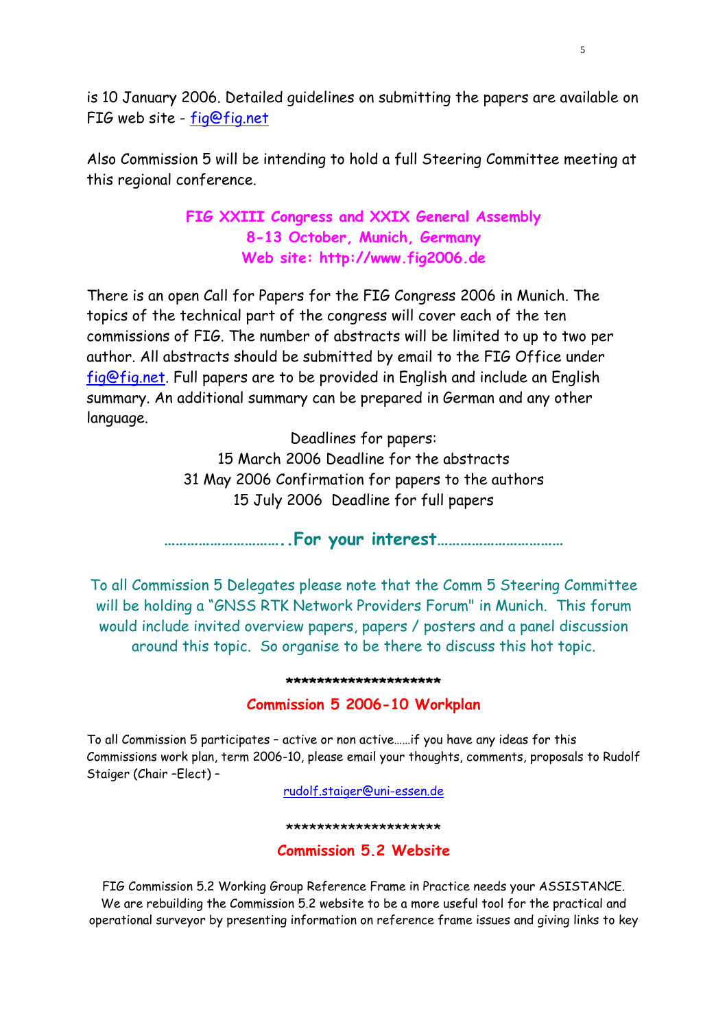is 10 January 2006. Detailed guidelines on submitting the papers are available on FIG web site - fig@fig.net

Also Commission 5 will be intending to hold a full Steering Committee meeting at this regional conference.

## FIG XXIII Congress and XXIX General Assembly
## 8-13 October, Munich, Germany
## Web site: http://www.fig2006.de

There is an open Call for Papers for the FIG Congress 2006 in Munich. The topics of the technical part of the congress will cover each of the ten commissions of FIG. The number of abstracts will be limited to up to two per author. All abstracts should be submitted by email to the FIG Office under fig@fig.net. Full papers are to be provided in English and include an English summary. An additional summary can be prepared in German and any other language.

Deadlines for papers:
15 March 2006 Deadline for the abstracts
31 May 2006 Confirmation for papers to the authors
15 July 2006 Deadline for full papers

**…………………………..For your interest……………………………**

To all Commission 5 Delegates please note that the Comm 5 Steering Committee will be holding a "GNSS RTK Network Providers Forum" in Munich. This forum would include invited overview papers, papers / posters and a panel discussion around this topic. So organise to be there to discuss this hot topic.

********************

## Commission 5 2006-10 Workplan

To all Commission 5 participates – active or non active……if you have any ideas for this Commissions work plan, term 2006-10, please email your thoughts, comments, proposals to Rudolf Staiger (Chair –Elect) –

rudolf.staiger@uni-essen.de

********************

## Commission 5.2 Website

FIG Commission 5.2 Working Group Reference Frame in Practice needs your ASSISTANCE. We are rebuilding the Commission 5.2 website to be a more useful tool for the practical and operational surveyor by presenting information on reference frame issues and giving links to key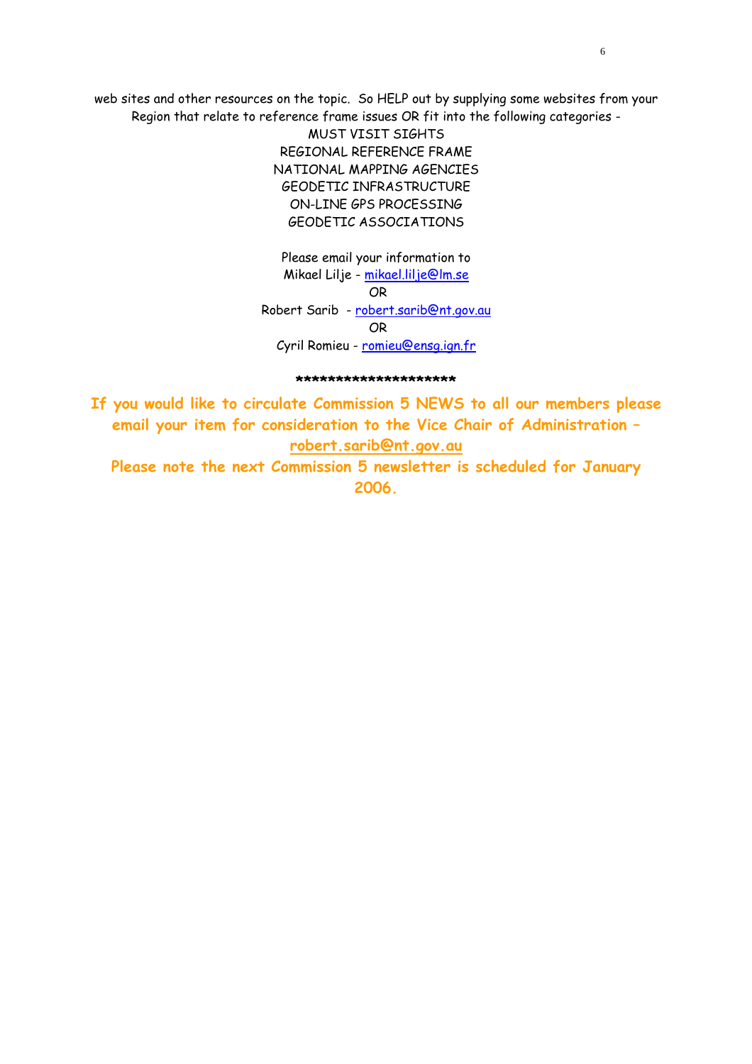web sites and other resources on the topic. So HELP out by supplying some websites from your Region that relate to reference frame issues OR fit into the following categories -

MUST VISIT SIGHTS
REGIONAL REFERENCE FRAME
NATIONAL MAPPING AGENCIES
GEODETIC INFRASTRUCTURE
ON-LINE GPS PROCESSING
GEODETIC ASSOCIATIONS

Please email your information to
Mikael Lilje - mikael.lilje@lm.se
OR
Robert Sarib - robert.sarib@nt.gov.au
OR
Cyril Romieu - romieu@ensg.ign.fr

*********************

**If you would like to circulate Commission 5 NEWS to all our members please email your item for consideration to the Vice Chair of Administration – robert.sarib@nt.gov.au**

**Please note the next Commission 5 newsletter is scheduled for January 2006.**